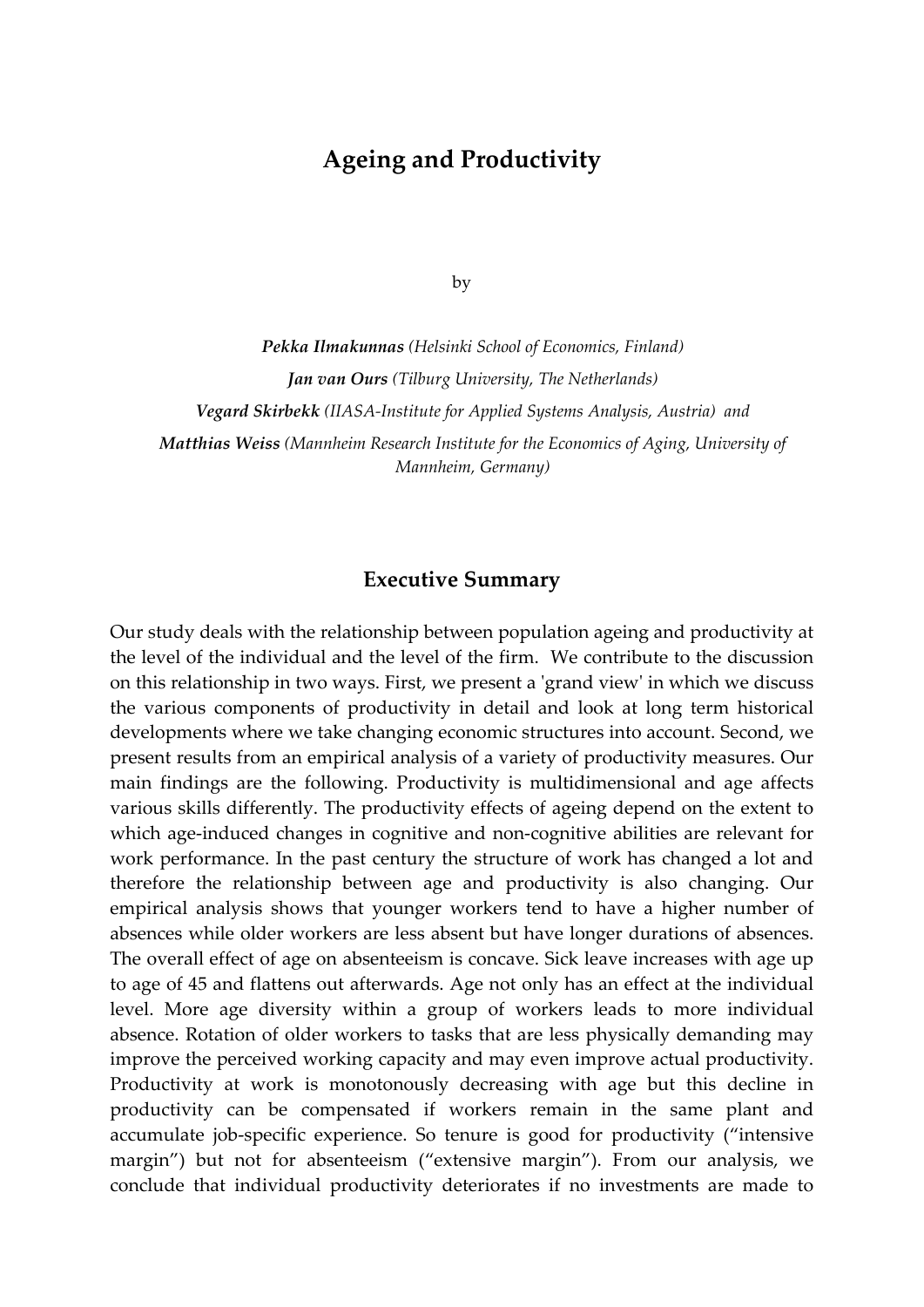# Ageing and Productivity

by

***Pekka Ilmakunnas*** *(Helsinki School of Economics, Finland)*

***Jan van Ours*** *(Tilburg University, The Netherlands)*

***Vegard Skirbekk*** *(IIASA-Institute for Applied Systems Analysis, Austria) and*

***Matthias Weiss*** *(Mannheim Research Institute for the Economics of Aging, University of Mannheim, Germany)*

## Executive Summary

Our study deals with the relationship between population ageing and productivity at the level of the individual and the level of the firm. We contribute to the discussion on this relationship in two ways. First, we present a 'grand view' in which we discuss the various components of productivity in detail and look at long term historical developments where we take changing economic structures into account. Second, we present results from an empirical analysis of a variety of productivity measures. Our main findings are the following. Productivity is multidimensional and age affects various skills differently. The productivity effects of ageing depend on the extent to which age-induced changes in cognitive and non-cognitive abilities are relevant for work performance. In the past century the structure of work has changed a lot and therefore the relationship between age and productivity is also changing. Our empirical analysis shows that younger workers tend to have a higher number of absences while older workers are less absent but have longer durations of absences. The overall effect of age on absenteeism is concave. Sick leave increases with age up to age of 45 and flattens out afterwards. Age not only has an effect at the individual level. More age diversity within a group of workers leads to more individual absence. Rotation of older workers to tasks that are less physically demanding may improve the perceived working capacity and may even improve actual productivity. Productivity at work is monotonously decreasing with age but this decline in productivity can be compensated if workers remain in the same plant and accumulate job-specific experience. So tenure is good for productivity ("intensive margin") but not for absenteeism ("extensive margin"). From our analysis, we conclude that individual productivity deteriorates if no investments are made to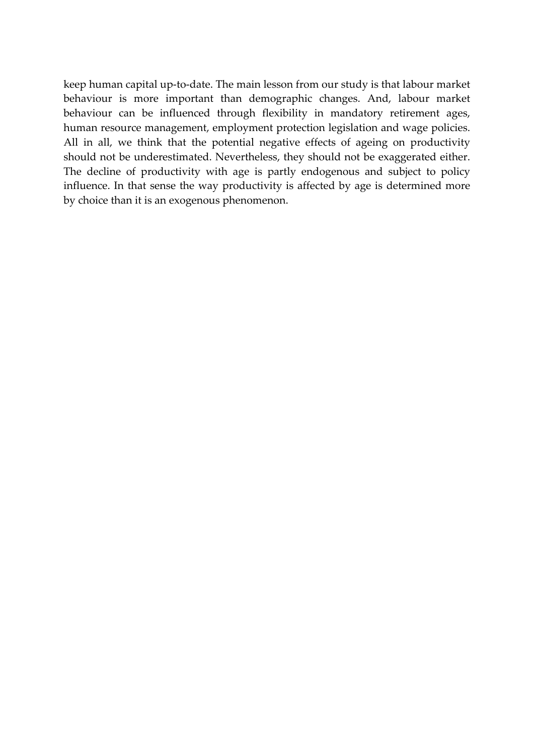keep human capital up-to-date. The main lesson from our study is that labour market behaviour is more important than demographic changes. And, labour market behaviour can be influenced through flexibility in mandatory retirement ages, human resource management, employment protection legislation and wage policies. All in all, we think that the potential negative effects of ageing on productivity should not be underestimated. Nevertheless, they should not be exaggerated either. The decline of productivity with age is partly endogenous and subject to policy influence. In that sense the way productivity is affected by age is determined more by choice than it is an exogenous phenomenon.